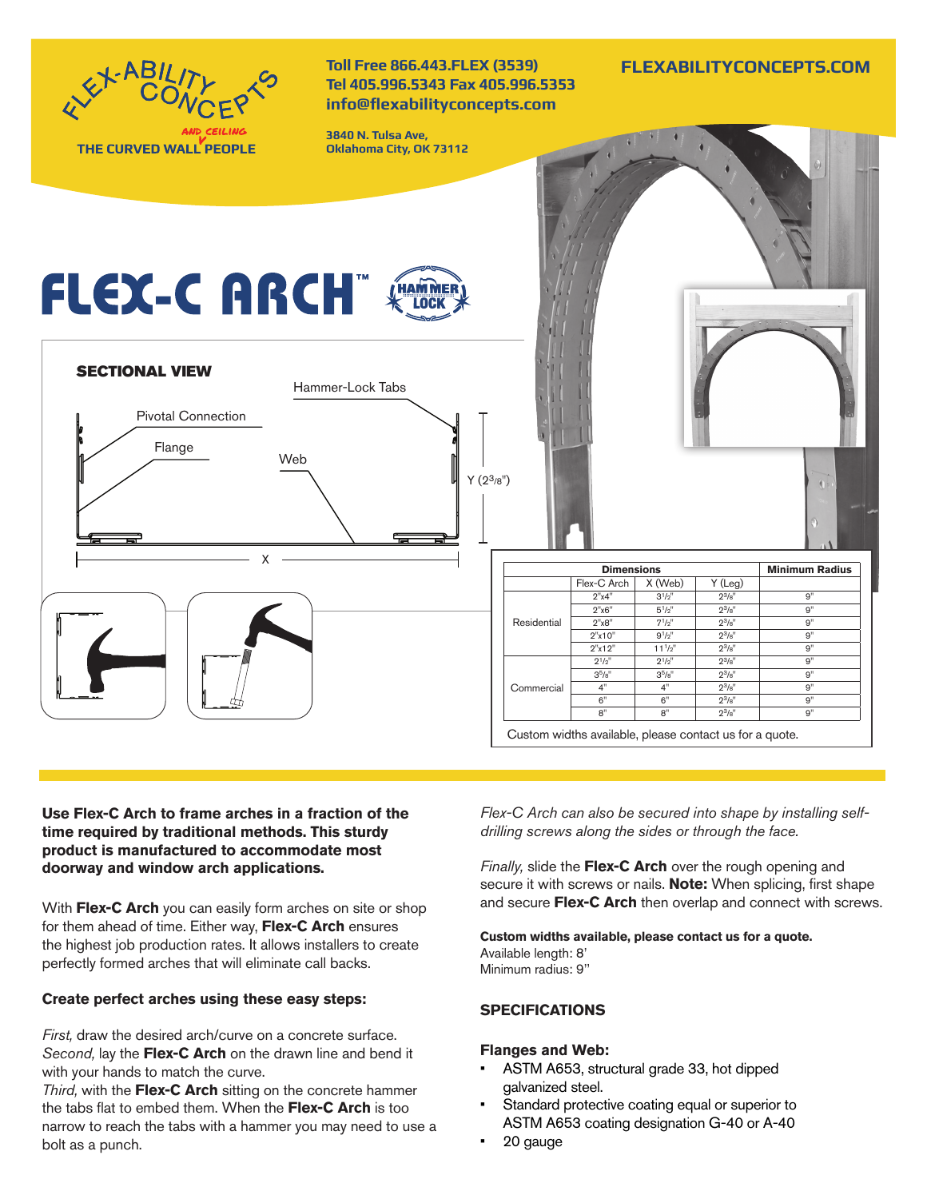FLEX-ABILITY CONCEPTS AND CEILING

THE CURVED WALL PEOPLE

Toll Free 866.443.FLEX (3539)
Tel 405.996.5343 Fax 405.996.5353
info@flexabilityconcepts.com

3840 N. Tulsa Ave,
Oklahoma City, OK 73112

FLEXABILITYCONCEPTS.COM

# FLEX-C ARCH™

HAMMER LOCK

### SECTIONAL VIEW

Hammer-Lock Tabs

Pivotal Connection

Flange

Web

Y (2³/₈")

X

| | Dimensions | | | Minimum Radius |
|---|---|---|---|---|
| | Flex-C Arch | X (Web) | Y (Leg) | |
| Residential | 2"x4" | 3½" | 2³/₈" | 9" |
| | 2"x6" | 5½" | 2³/₈" | 9" |
| | 2"x8" | 7½" | 2³/₈" | 9" |
| | 2"x10" | 9½" | 2³/₈" | 9" |
| | 2"x12" | 11½" | 2³/₈" | 9" |
| Commercial | 2½" | 2½" | 2³/₈" | 9" |
| | 3⁵/₈" | 3⁵/₈" | 2³/₈" | 9" |
| | 4" | 4" | 2³/₈" | 9" |
| | 6" | 6" | 2³/₈" | 9" |
| | 8" | 8" | 2³/₈" | 9" |

Custom widths available, please contact us for a quote.

**Use Flex-C Arch to frame arches in a fraction of the time required by traditional methods. This sturdy product is manufactured to accommodate most doorway and window arch applications.**

With **Flex-C Arch** you can easily form arches on site or shop for them ahead of time. Either way, **Flex-C Arch** ensures the highest job production rates. It allows installers to create perfectly formed arches that will eliminate call backs.

**Create perfect arches using these easy steps:**

*First,* draw the desired arch/curve on a concrete surface.
*Second,* lay the **Flex-C Arch** on the drawn line and bend it with your hands to match the curve.
*Third,* with the **Flex-C Arch** sitting on the concrete hammer the tabs flat to embed them. When the **Flex-C Arch** is too narrow to reach the tabs with a hammer you may need to use a bolt as a punch.

*Flex-C Arch can also be secured into shape by installing self-drilling screws along the sides or through the face.*

*Finally,* slide the **Flex-C Arch** over the rough opening and secure it with screws or nails. **Note:** When splicing, first shape and secure **Flex-C Arch** then overlap and connect with screws.

**Custom widths available, please contact us for a quote.**
Available length: 8'
Minimum radius: 9"

### SPECIFICATIONS

**Flanges and Web:**

- ASTM A653, structural grade 33, hot dipped galvanized steel.
- Standard protective coating equal or superior to ASTM A653 coating designation G-40 or A-40
- 20 gauge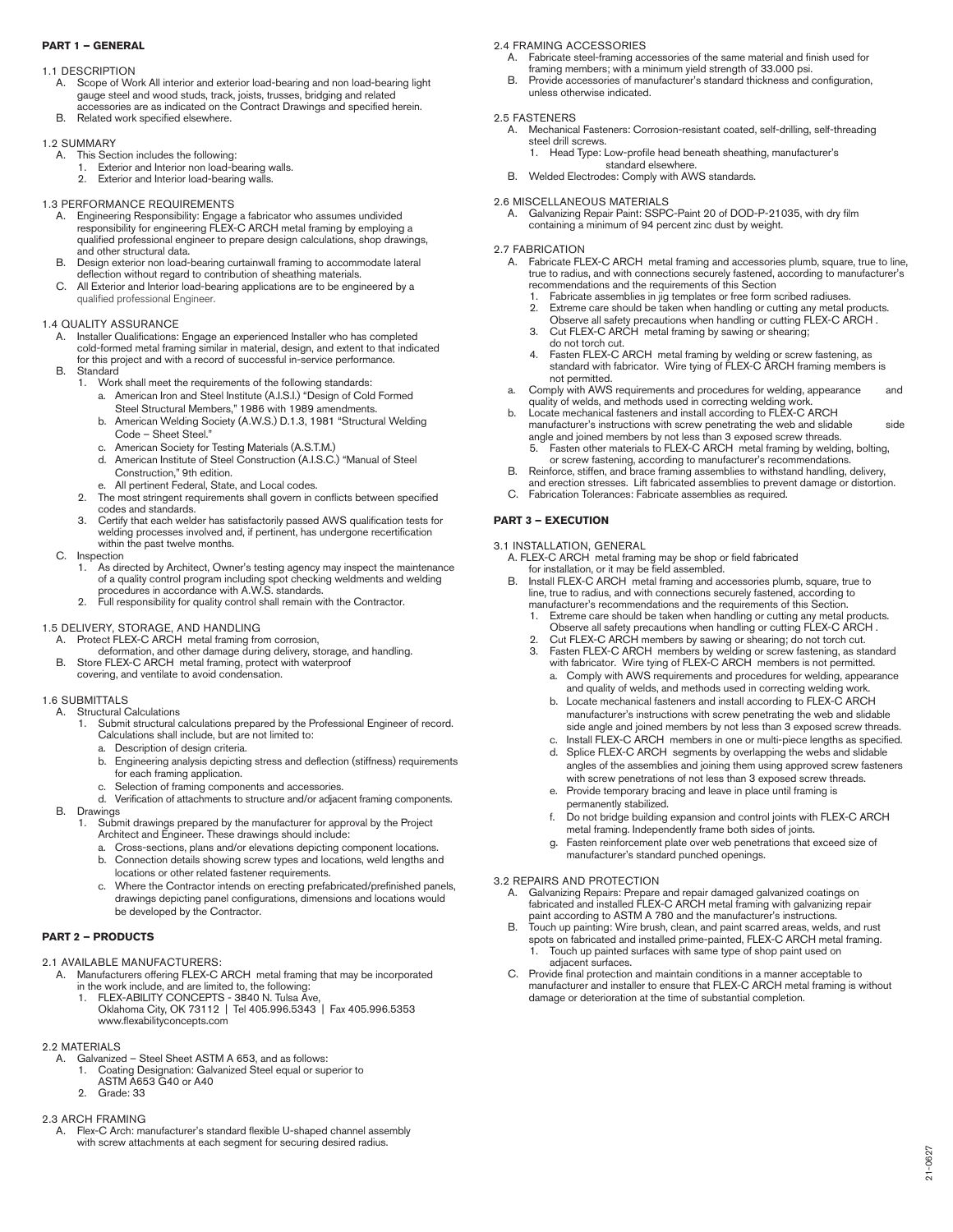**PART 1 – GENERAL**

1.1 DESCRIPTION

A. Scope of Work All interior and exterior load-bearing and non load-bearing light gauge steel and wood studs, track, joists, trusses, bridging and related accessories are as indicated on the Contract Drawings and specified herein.

B. Related work specified elsewhere.

1.2 SUMMARY

A. This Section includes the following:
   1. Exterior and Interior non load-bearing walls.
   2. Exterior and Interior load-bearing walls.

1.3 PERFORMANCE REQUIREMENTS

A. Engineering Responsibility: Engage a fabricator who assumes undivided responsibility for engineering FLEX-C ARCH metal framing by employing a qualified professional engineer to prepare design calculations, shop drawings, and other structural data.

B. Design exterior non load-bearing curtainwall framing to accommodate lateral deflection without regard to contribution of sheathing materials.

C. All Exterior and Interior load-bearing applications are to be engineered by a qualified professional Engineer.

1.4 QUALITY ASSURANCE

A. Installer Qualifications: Engage an experienced Installer who has completed cold-formed metal framing similar in material, design, and extent to that indicated for this project and with a record of successful in-service performance.

B. Standard
   1. Work shall meet the requirements of the following standards:
      a. American Iron and Steel Institute (A.I.S.I.) "Design of Cold Formed Steel Structural Members," 1986 with 1989 amendments.
      b. American Welding Society (A.W.S.) D.1.3, 1981 "Structural Welding Code – Sheet Steel."
      c. American Society for Testing Materials (A.S.T.M.)
      d. American Institute of Steel Construction (A.I.S.C.) "Manual of Steel Construction," 9th edition.
      e. All pertinent Federal, State, and Local codes.
   2. The most stringent requirements shall govern in conflicts between specified codes and standards.
   3. Certify that each welder has satisfactorily passed AWS qualification tests for welding processes involved and, if pertinent, has undergone recertification within the past twelve months.

C. Inspection
   1. As directed by Architect, Owner's testing agency may inspect the maintenance of a quality control program including spot checking weldments and welding procedures in accordance with A.W.S. standards.
   2. Full responsibility for quality control shall remain with the Contractor.

1.5 DELIVERY, STORAGE, AND HANDLING

A. Protect FLEX-C ARCH metal framing from corrosion, deformation, and other damage during delivery, storage, and handling.

B. Store FLEX-C ARCH metal framing, protect with waterproof covering, and ventilate to avoid condensation.

1.6 SUBMITTALS

A. Structural Calculations
   1. Submit structural calculations prepared by the Professional Engineer of record. Calculations shall include, but are not limited to:
      a. Description of design criteria.
      b. Engineering analysis depicting stress and deflection (stiffness) requirements for each framing application.
      c. Selection of framing components and accessories.
      d. Verification of attachments to structure and/or adjacent framing components.

B. Drawings
   1. Submit drawings prepared by the manufacturer for approval by the Project Architect and Engineer. These drawings should include:
      a. Cross-sections, plans and/or elevations depicting component locations.
      b. Connection details showing screw types and locations, weld lengths and locations or other related fastener requirements.
      c. Where the Contractor intends on erecting prefabricated/prefinished panels, drawings depicting panel configurations, dimensions and locations would be developed by the Contractor.

**PART 2 – PRODUCTS**

2.1 AVAILABLE MANUFACTURERS:

A. Manufacturers offering FLEX-C ARCH metal framing that may be incorporated in the work include, and are limited to, the following:
   1. FLEX-ABILITY CONCEPTS - 3840 N. Tulsa Ave, Oklahoma City, OK 73112 | Tel 405.996.5343 | Fax 405.996.5353 www.flexabilityconcepts.com

2.2 MATERIALS

A. Galvanized – Steel Sheet ASTM A 653, and as follows:
   1. Coating Designation: Galvanized Steel equal or superior to ASTM A653 G40 or A40
   2. Grade: 33

2.3 ARCH FRAMING

A. Flex-C Arch: manufacturer's standard flexible U-shaped channel assembly with screw attachments at each segment for securing desired radius.

2.4 FRAMING ACCESSORIES

A. Fabricate steel-framing accessories of the same material and finish used for framing members; with a minimum yield strength of 33.000 psi.

B. Provide accessories of manufacturer's standard thickness and configuration, unless otherwise indicated.

2.5 FASTENERS

A. Mechanical Fasteners: Corrosion-resistant coated, self-drilling, self-threading steel drill screws.
   1. Head Type: Low-profile head beneath sheathing, manufacturer's standard elsewhere.

B. Welded Electrodes: Comply with AWS standards.

2.6 MISCELLANEOUS MATERIALS

A. Galvanizing Repair Paint: SSPC-Paint 20 of DOD-P-21035, with dry film containing a minimum of 94 percent zinc dust by weight.

2.7 FABRICATION

A. Fabricate FLEX-C ARCH metal framing and accessories plumb, square, true to line, true to radius, and with connections securely fastened, according to manufacturer's recommendations and the requirements of this Section
   1. Fabricate assemblies in jig templates or free form scribed radiuses.
   2. Extreme care should be taken when handling or cutting any metal products. Observe all safety precautions when handling or cutting FLEX-C ARCH .
   3. Cut FLEX-C ARCH metal framing by sawing or shearing; do not torch cut.
   4. Fasten FLEX-C ARCH metal framing by welding or screw fastening, as standard with fabricator. Wire tying of FLEX-C ARCH framing members is not permitted.

a. Comply with AWS requirements and procedures for welding, appearance and quality of welds, and methods used in correcting welding work.

b. Locate mechanical fasteners and install according to FLEX-C ARCH manufacturer's instructions with screw penetrating the web and slidable side angle and joined members by not less than 3 exposed screw threads.
   5. Fasten other materials to FLEX-C ARCH metal framing by welding, bolting, or screw fastening, according to manufacturer's recommendations.

B. Reinforce, stiffen, and brace framing assemblies to withstand handling, delivery, and erection stresses. Lift fabricated assemblies to prevent damage or distortion.

C. Fabrication Tolerances: Fabricate assemblies as required.

**PART 3 – EXECUTION**

3.1 INSTALLATION, GENERAL

A. FLEX-C ARCH metal framing may be shop or field fabricated for installation, or it may be field assembled.

B. Install FLEX-C ARCH metal framing and accessories plumb, square, true to line, true to radius, and with connections securely fastened, according to manufacturer's recommendations and the requirements of this Section.
   1. Extreme care should be taken when handling or cutting any metal products. Observe all safety precautions when handling or cutting FLEX-C ARCH .
   2. Cut FLEX-C ARCH members by sawing or shearing; do not torch cut.
   3. Fasten FLEX-C ARCH members by welding or screw fastening, as standard with fabricator. Wire tying of FLEX-C ARCH members is not permitted.
      a. Comply with AWS requirements and procedures for welding, appearance and quality of welds, and methods used in correcting welding work.
      b. Locate mechanical fasteners and install according to FLEX-C ARCH manufacturer's instructions with screw penetrating the web and slidable side angle and joined members by not less than 3 exposed screw threads.
      c. Install FLEX-C ARCH members in one or multi-piece lengths as specified.
      d. Splice FLEX-C ARCH segments by overlapping the webs and slidable angles of the assemblies and joining them using approved screw fasteners with screw penetrations of not less than 3 exposed screw threads.
      e. Provide temporary bracing and leave in place until framing is permanently stabilized.
      f. Do not bridge building expansion and control joints with FLEX-C ARCH metal framing. Independently frame both sides of joints.
      g. Fasten reinforcement plate over web penetrations that exceed size of manufacturer's standard punched openings.

3.2 REPAIRS AND PROTECTION

A. Galvanizing Repairs: Prepare and repair damaged galvanized coatings on fabricated and installed FLEX-C ARCH metal framing with galvanizing repair paint according to ASTM A 780 and the manufacturer's instructions.

B. Touch up painting: Wire brush, clean, and paint scarred areas, welds, and rust spots on fabricated and installed prime-painted, FLEX-C ARCH metal framing.
   1. Touch up painted surfaces with same type of shop paint used on adjacent surfaces.

C. Provide final protection and maintain conditions in a manner acceptable to manufacturer and installer to ensure that FLEX-C ARCH metal framing is without damage or deterioration at the time of substantial completion.

21-0627